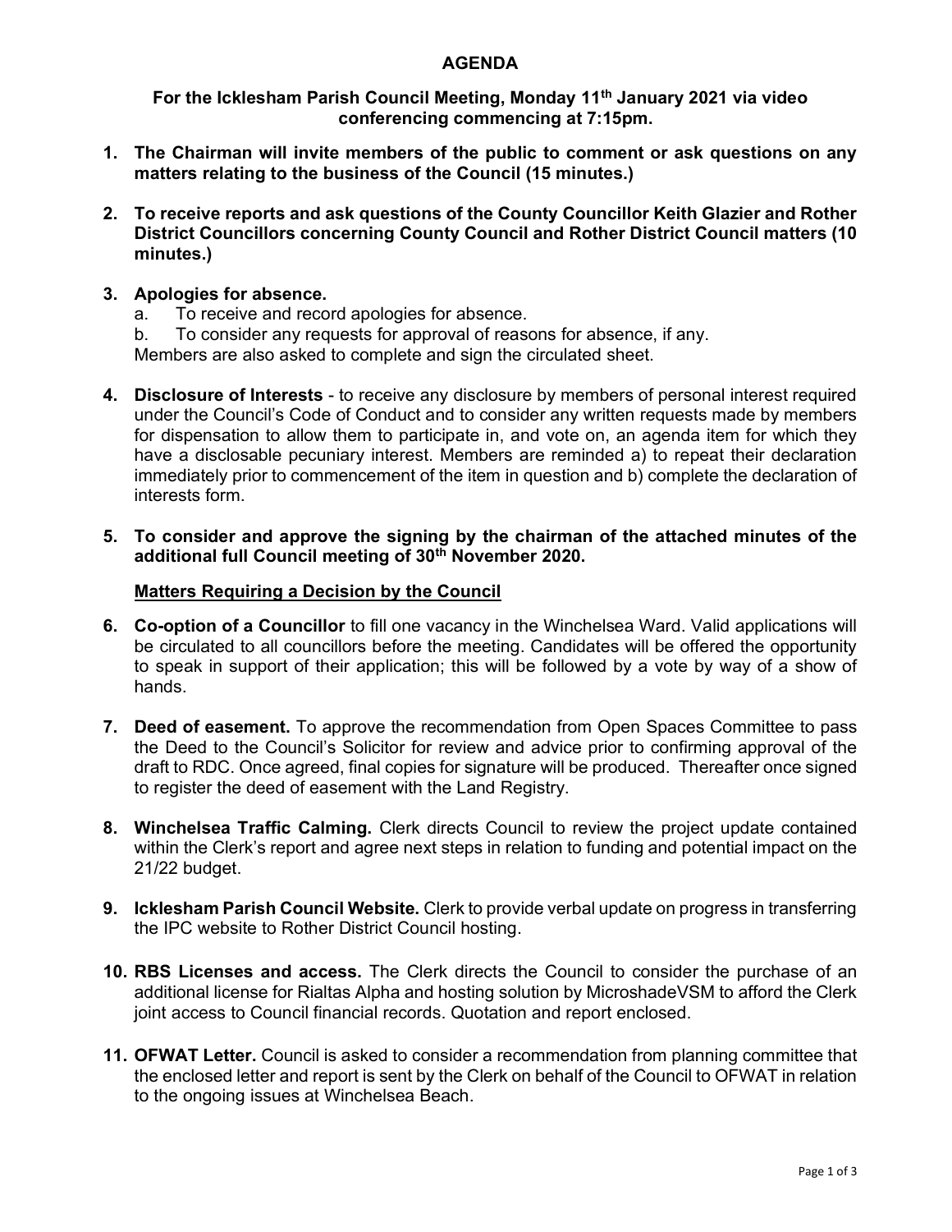# AGENDA

## For the Icklesham Parish Council Meeting, Monday 11th January 2021 via video conferencing commencing at 7:15pm.

1. **The Chairman will invite members of the public to comment or ask questions on any matters relating to the business of the Council (15 minutes.)**

2. **To receive reports and ask questions of the County Councillor Keith Glazier and Rother District Councillors concerning County Council and Rother District Council matters (10 minutes.)**

3. **Apologies for absence.**
   a. To receive and record apologies for absence.
   b. To consider any requests for approval of reasons for absence, if any.
   Members are also asked to complete and sign the circulated sheet.

4. **Disclosure of Interests** - to receive any disclosure by members of personal interest required under the Council's Code of Conduct and to consider any written requests made by members for dispensation to allow them to participate in, and vote on, an agenda item for which they have a disclosable pecuniary interest. Members are reminded a) to repeat their declaration immediately prior to commencement of the item in question and b) complete the declaration of interests form.

5. **To consider and approve the signing by the chairman of the attached minutes of the additional full Council meeting of 30th November 2020.**

**Matters Requiring a Decision by the Council**

6. **Co-option of a Councillor** to fill one vacancy in the Winchelsea Ward. Valid applications will be circulated to all councillors before the meeting. Candidates will be offered the opportunity to speak in support of their application; this will be followed by a vote by way of a show of hands.

7. **Deed of easement.** To approve the recommendation from Open Spaces Committee to pass the Deed to the Council's Solicitor for review and advice prior to confirming approval of the draft to RDC. Once agreed, final copies for signature will be produced. Thereafter once signed to register the deed of easement with the Land Registry.

8. **Winchelsea Traffic Calming.** Clerk directs Council to review the project update contained within the Clerk's report and agree next steps in relation to funding and potential impact on the 21/22 budget.

9. **Icklesham Parish Council Website.** Clerk to provide verbal update on progress in transferring the IPC website to Rother District Council hosting.

10. **RBS Licenses and access.** The Clerk directs the Council to consider the purchase of an additional license for Rialtas Alpha and hosting solution by MicroshadeVSM to afford the Clerk joint access to Council financial records. Quotation and report enclosed.

11. **OFWAT Letter.** Council is asked to consider a recommendation from planning committee that the enclosed letter and report is sent by the Clerk on behalf of the Council to OFWAT in relation to the ongoing issues at Winchelsea Beach.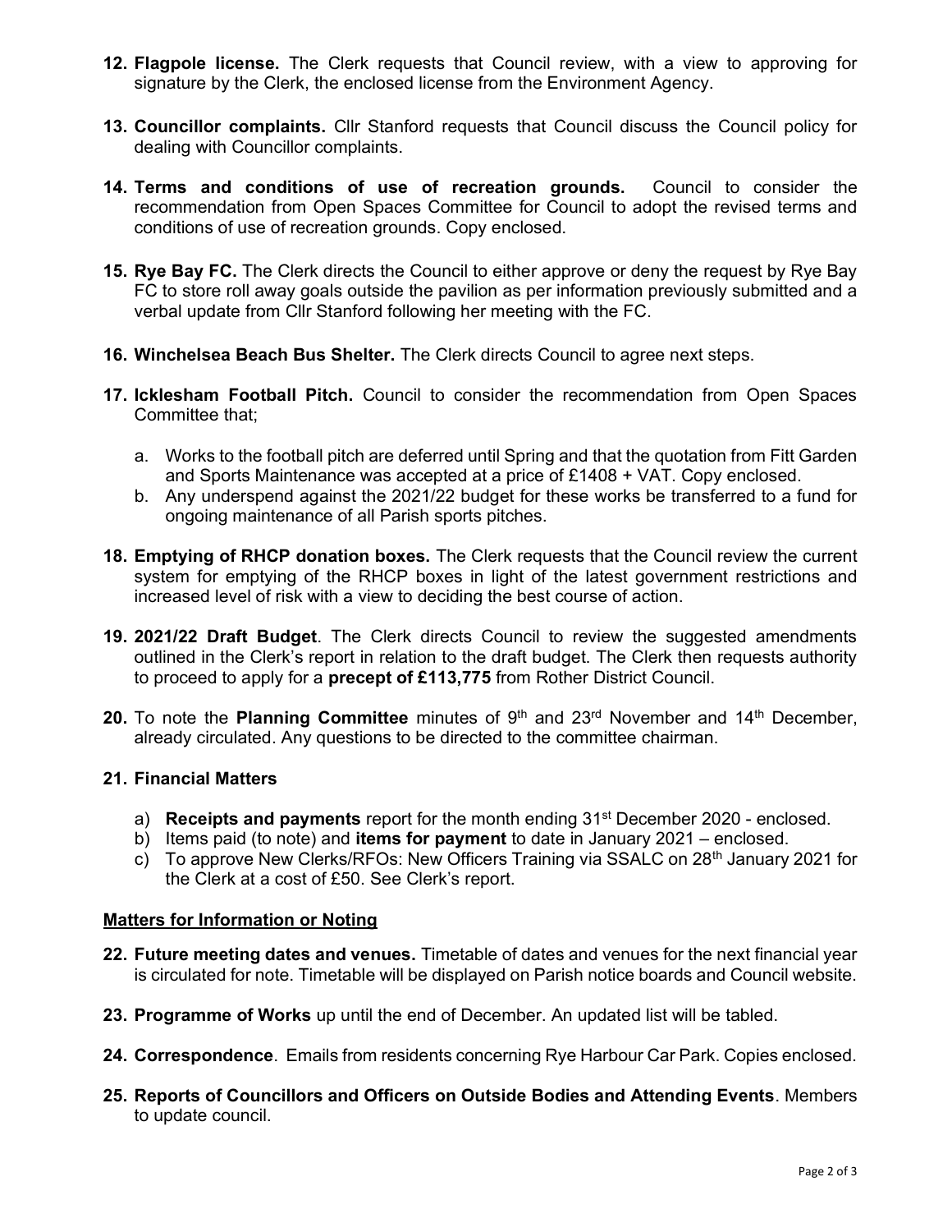12. **Flagpole license.** The Clerk requests that Council review, with a view to approving for signature by the Clerk, the enclosed license from the Environment Agency.

13. **Councillor complaints.** Cllr Stanford requests that Council discuss the Council policy for dealing with Councillor complaints.

14. **Terms and conditions of use of recreation grounds.** Council to consider the recommendation from Open Spaces Committee for Council to adopt the revised terms and conditions of use of recreation grounds. Copy enclosed.

15. **Rye Bay FC.** The Clerk directs the Council to either approve or deny the request by Rye Bay FC to store roll away goals outside the pavilion as per information previously submitted and a verbal update from Cllr Stanford following her meeting with the FC.

16. **Winchelsea Beach Bus Shelter.** The Clerk directs Council to agree next steps.

17. **Icklesham Football Pitch.** Council to consider the recommendation from Open Spaces Committee that;

    a. Works to the football pitch are deferred until Spring and that the quotation from Fitt Garden and Sports Maintenance was accepted at a price of £1408 + VAT. Copy enclosed.
    b. Any underspend against the 2021/22 budget for these works be transferred to a fund for ongoing maintenance of all Parish sports pitches.

18. **Emptying of RHCP donation boxes.** The Clerk requests that the Council review the current system for emptying of the RHCP boxes in light of the latest government restrictions and increased level of risk with a view to deciding the best course of action.

19. **2021/22 Draft Budget**. The Clerk directs Council to review the suggested amendments outlined in the Clerk's report in relation to the draft budget. The Clerk then requests authority to proceed to apply for a **precept of £113,775** from Rother District Council.

20. To note the **Planning Committee** minutes of 9th and 23rd November and 14th December, already circulated. Any questions to be directed to the committee chairman.

21. **Financial Matters**

    a) **Receipts and payments** report for the month ending 31st December 2020 - enclosed.
    b) Items paid (to note) and **items for payment** to date in January 2021 – enclosed.
    c) To approve New Clerks/RFOs: New Officers Training via SSALC on 28th January 2021 for the Clerk at a cost of £50. See Clerk's report.

**Matters for Information or Noting**

22. **Future meeting dates and venues.** Timetable of dates and venues for the next financial year is circulated for note. Timetable will be displayed on Parish notice boards and Council website.

23. **Programme of Works** up until the end of December. An updated list will be tabled.

24. **Correspondence**. Emails from residents concerning Rye Harbour Car Park. Copies enclosed.

25. **Reports of Councillors and Officers on Outside Bodies and Attending Events**. Members to update council.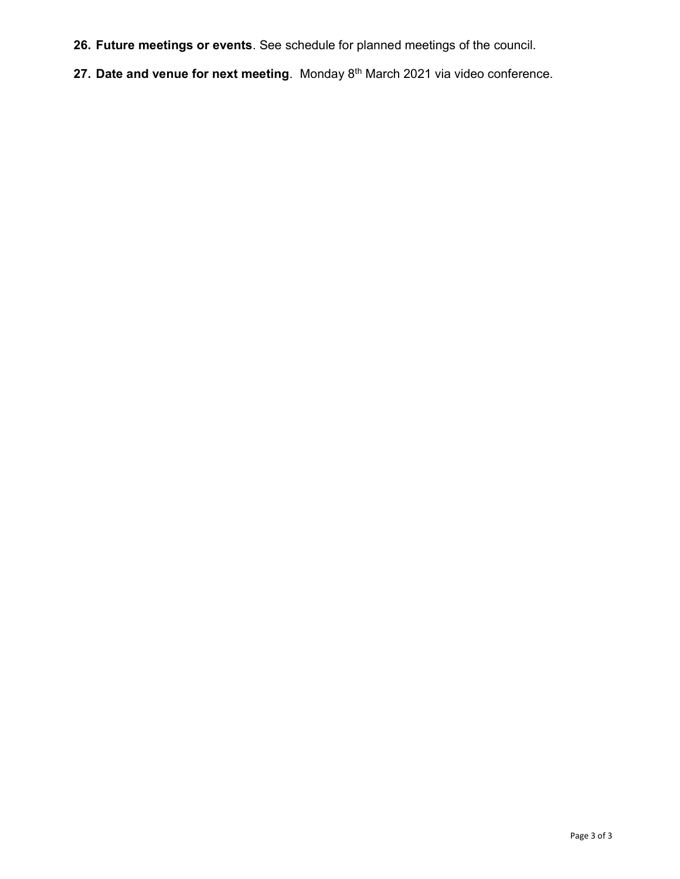26. **Future meetings or events**. See schedule for planned meetings of the council.
27. **Date and venue for next meeting**. Monday 8th March 2021 via video conference.